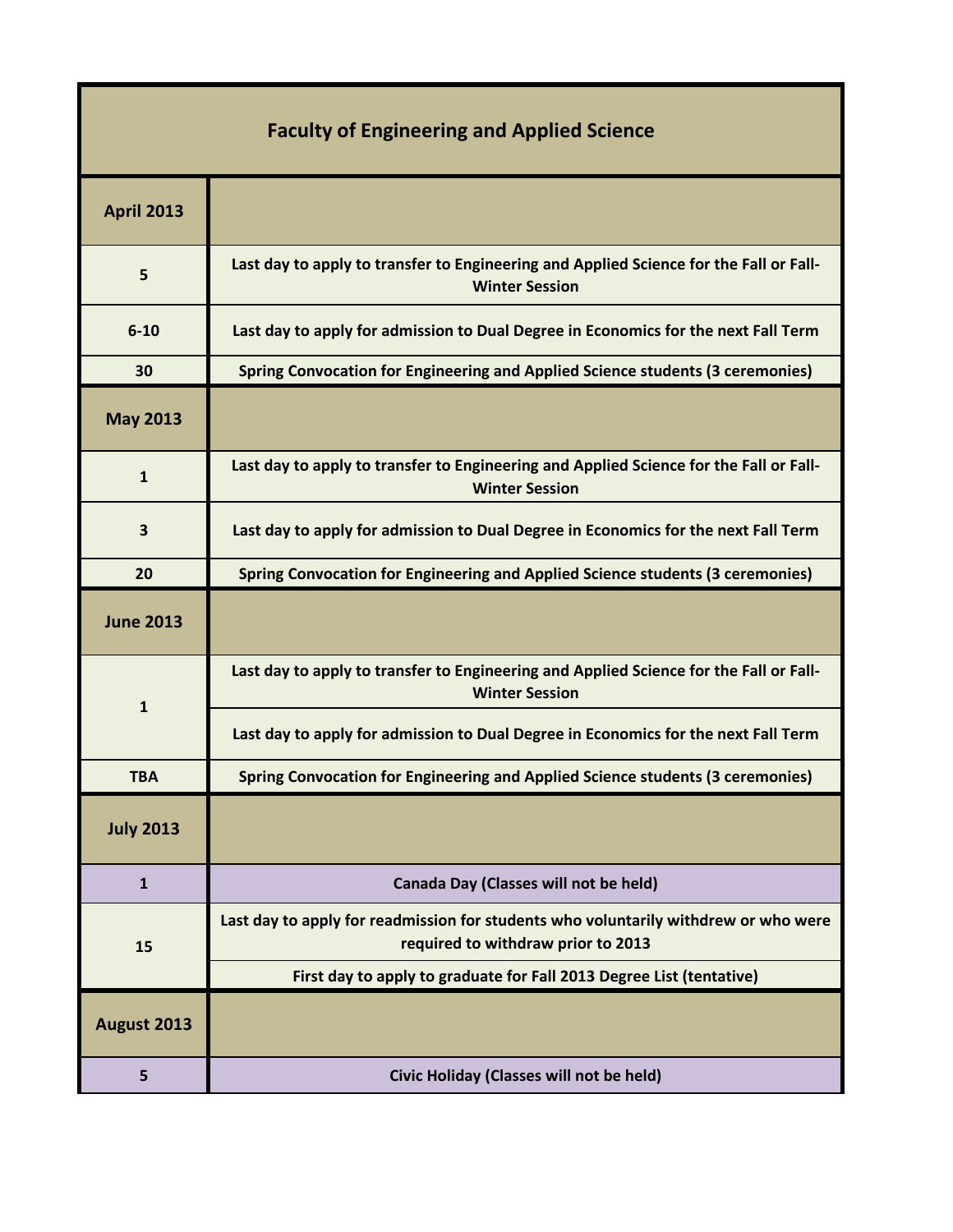| Faculty of Engineering and Applied Science | |
|---|---|
| **April 2013** | |
| 5 | Last day to apply to transfer to Engineering and Applied Science for the Fall or Fall-Winter Session |
| 6-10 | Last day to apply for admission to Dual Degree in Economics for the next Fall Term |
| 30 | Spring Convocation for Engineering and Applied Science students (3 ceremonies) |
| **May 2013** | |
| 1 | Last day to apply to transfer to Engineering and Applied Science for the Fall or Fall-Winter Session |
| 3 | Last day to apply for admission to Dual Degree in Economics for the next Fall Term |
| 20 | Spring Convocation for Engineering and Applied Science students (3 ceremonies) |
| **June 2013** | |
| 1 | Last day to apply to transfer to Engineering and Applied Science for the Fall or Fall-Winter Session |
| | Last day to apply for admission to Dual Degree in Economics for the next Fall Term |
| TBA | Spring Convocation for Engineering and Applied Science students (3 ceremonies) |
| **July 2013** | |
| 1 | Canada Day (Classes will not be held) |
| 15 | Last day to apply for readmission for students who voluntarily withdrew or who were required to withdraw prior to 2013 |
| | First day to apply to graduate for Fall 2013 Degree List (tentative) |
| **August 2013** | |
| 5 | Civic Holiday (Classes will not be held) |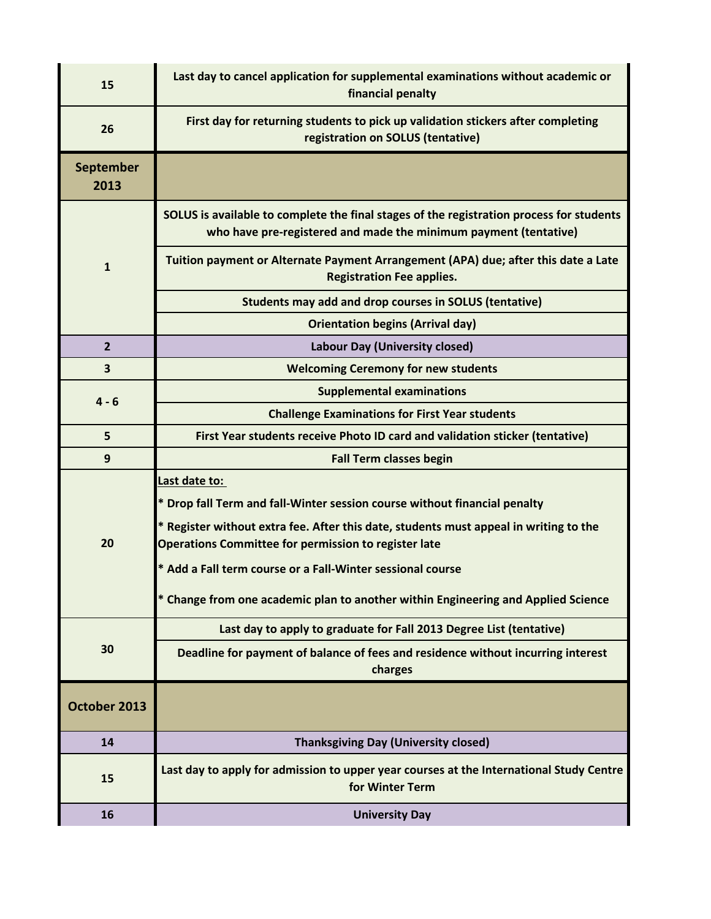| | |
|---|---|
| **15** | **Last day to cancel application for supplemental examinations without academic or financial penalty** |
| **26** | **First day for returning students to pick up validation stickers after completing registration on SOLUS (tentative)** |
| **September 2013** | |
| **1** | **SOLUS is available to complete the final stages of the registration process for students who have pre-registered and made the minimum payment (tentative)** |
| | **Tuition payment or Alternate Payment Arrangement (APA) due; after this date a Late Registration Fee applies.** |
| | **Students may add and drop courses in SOLUS (tentative)** |
| | **Orientation begins (Arrival day)** |
| **2** | **Labour Day (University closed)** |
| **3** | **Welcoming Ceremony for new students** |
| **4 - 6** | **Supplemental examinations** |
| | **Challenge Examinations for First Year students** |
| **5** | **First Year students receive Photo ID card and validation sticker (tentative)** |
| **9** | **Fall Term classes begin** |
| **20** | **Last date to:**<br>**\* Drop fall Term and fall-Winter session course without financial penalty**<br>**\* Register without extra fee. After this date, students must appeal in writing to the Operations Committee for permission to register late**<br>**\* Add a Fall term course or a Fall-Winter sessional course**<br>**\* Change from one academic plan to another within Engineering and Applied Science** |
| **30** | **Last day to apply to graduate for Fall 2013 Degree List (tentative)** |
| | **Deadline for payment of balance of fees and residence without incurring interest charges** |
| **October 2013** | |
| **14** | **Thanksgiving Day (University closed)** |
| **15** | **Last day to apply for admission to upper year courses at the International Study Centre for Winter Term** |
| **16** | **University Day** |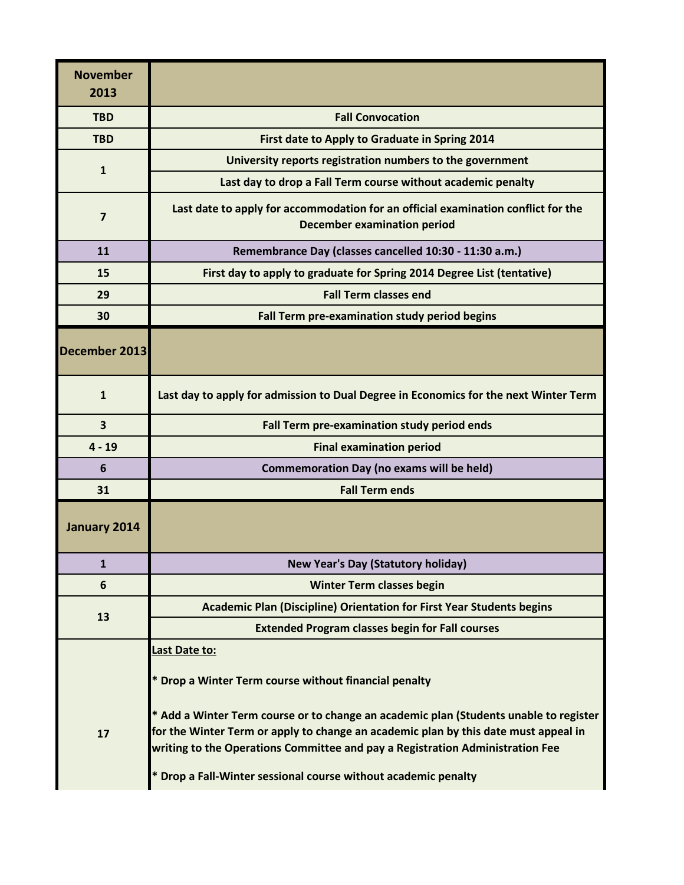| November 2013 | |
|---|---|
| TBD | Fall Convocation |
| TBD | First date to Apply to Graduate in Spring 2014 |
| 1 | University reports registration numbers to the government |
| | Last day to drop a Fall Term course without academic penalty |
| 7 | Last date to apply for accommodation for an official examination conflict for the December examination period |
| 11 | Remembrance Day (classes cancelled 10:30 - 11:30 a.m.) |
| 15 | First day to apply to graduate for Spring 2014 Degree List (tentative) |
| 29 | Fall Term classes end |
| 30 | Fall Term pre-examination study period begins |
| **December 2013** | |
| 1 | Last day to apply for admission to Dual Degree in Economics for the next Winter Term |
| 3 | Fall Term pre-examination study period ends |
| 4 - 19 | Final examination period |
| 6 | Commemoration Day (no exams will be held) |
| 31 | Fall Term ends |
| **January 2014** | |
| 1 | New Year's Day (Statutory holiday) |
| 6 | Winter Term classes begin |
| 13 | Academic Plan (Discipline) Orientation for First Year Students begins |
| | Extended Program classes begin for Fall courses |
| 17 | Last Date to:<br><br>* Drop a Winter Term course without financial penalty<br><br>* Add a Winter Term course or to change an academic plan (Students unable to register for the Winter Term or apply to change an academic plan by this date must appeal in writing to the Operations Committee and pay a Registration Administration Fee<br><br>* Drop a Fall-Winter sessional course without academic penalty |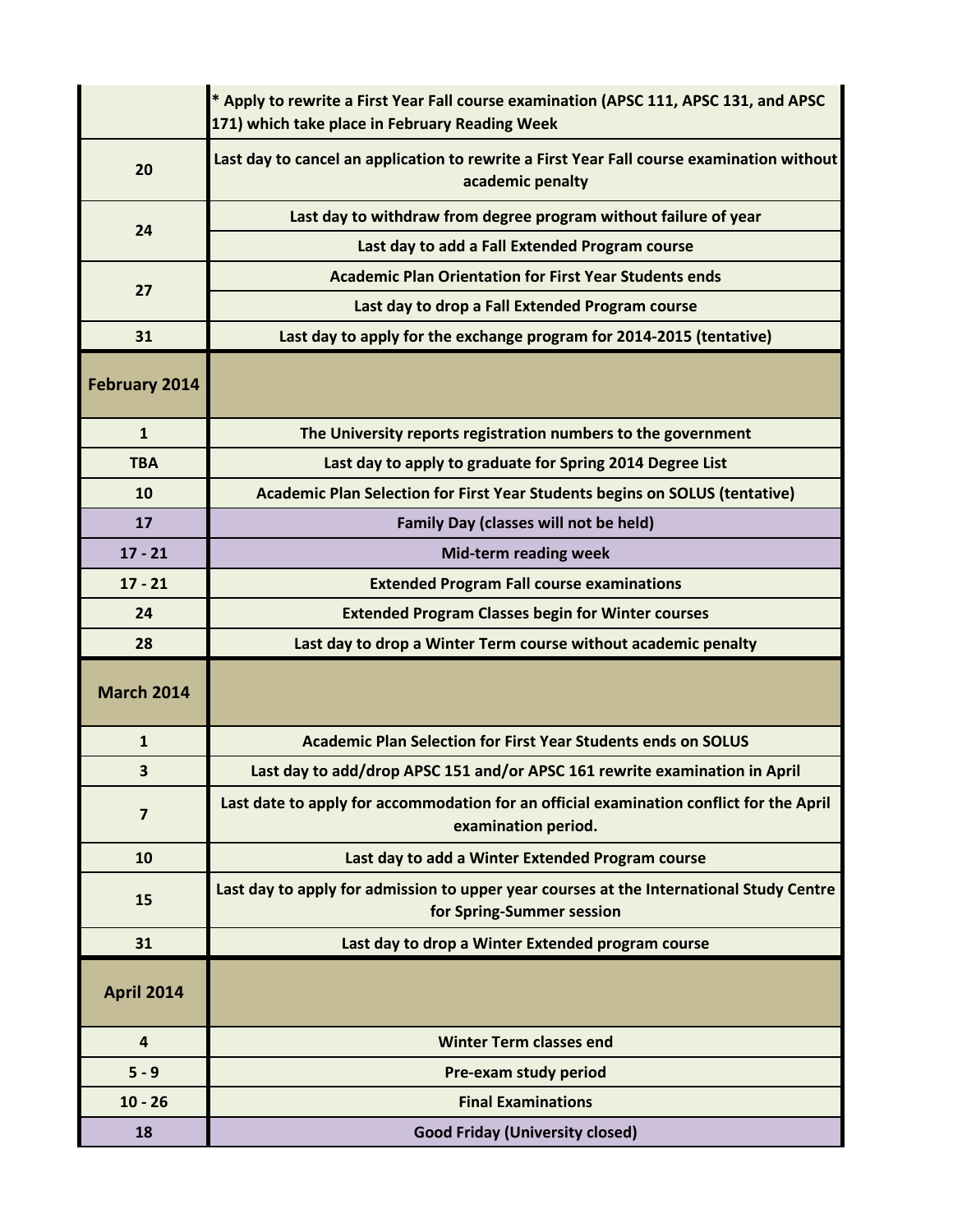| | |
|---|---|
| | * Apply to rewrite a First Year Fall course examination (APSC 111, APSC 131, and APSC 171) which take place in February Reading Week |
| 20 | Last day to cancel an application to rewrite a First Year Fall course examination without academic penalty |
| 24 | Last day to withdraw from degree program without failure of year |
| | Last day to add a Fall Extended Program course |
| 27 | Academic Plan Orientation for First Year Students ends |
| | Last day to drop a Fall Extended Program course |
| 31 | Last day to apply for the exchange program for 2014-2015 (tentative) |
| **February 2014** | |
| 1 | The University reports registration numbers to the government |
| TBA | Last day to apply to graduate for Spring 2014 Degree List |
| 10 | Academic Plan Selection for First Year Students begins on SOLUS (tentative) |
| 17 | Family Day (classes will not be held) |
| 17 - 21 | Mid-term reading week |
| 17 - 21 | Extended Program Fall course examinations |
| 24 | Extended Program Classes begin for Winter courses |
| 28 | Last day to drop a Winter Term course without academic penalty |
| **March 2014** | |
| 1 | Academic Plan Selection for First Year Students ends on SOLUS |
| 3 | Last day to add/drop APSC 151 and/or APSC 161 rewrite examination in April |
| 7 | Last date to apply for accommodation for an official examination conflict for the April examination period. |
| 10 | Last day to add a Winter Extended Program course |
| 15 | Last day to apply for admission to upper year courses at the International Study Centre for Spring-Summer session |
| 31 | Last day to drop a Winter Extended program course |
| **April 2014** | |
| 4 | Winter Term classes end |
| 5 - 9 | Pre-exam study period |
| 10 - 26 | Final Examinations |
| 18 | Good Friday (University closed) |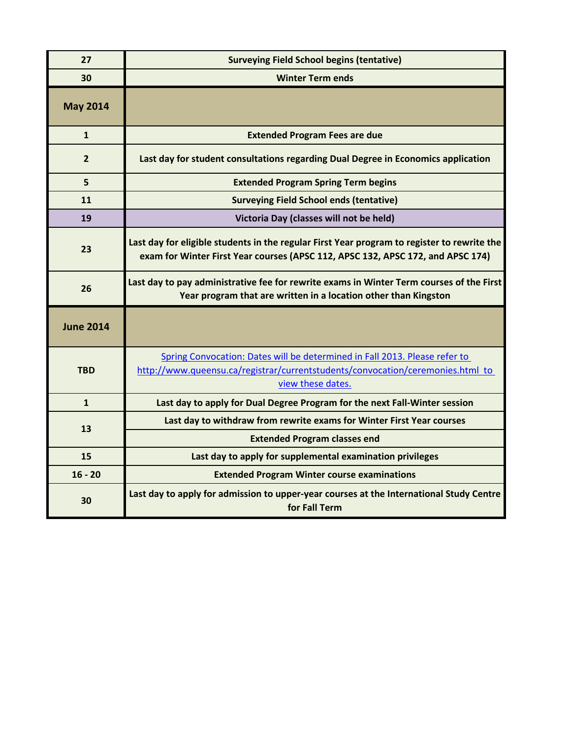| | |
|---|---|
| 27 | Surveying Field School begins (tentative) |
| 30 | Winter Term ends |
| **May 2014** | |
| 1 | Extended Program Fees are due |
| 2 | Last day for student consultations regarding Dual Degree in Economics application |
| 5 | Extended Program Spring Term begins |
| 11 | Surveying Field School ends (tentative) |
| 19 | Victoria Day (classes will not be held) |
| 23 | Last day for eligible students in the regular First Year program to register to rewrite the exam for Winter First Year courses (APSC 112, APSC 132, APSC 172, and APSC 174) |
| 26 | Last day to pay administrative fee for rewrite exams in Winter Term courses of the First Year program that are written in a location other than Kingston |
| **June 2014** | |
| TBD | [Spring Convocation: Dates will be determined in Fall 2013. Please refer to http://www.queensu.ca/registrar/currentstudents/convocation/ceremonies.html to view these dates.](http://www.queensu.ca/registrar/currentstudents/convocation/ceremonies.html) |
| 1 | Last day to apply for Dual Degree Program for the next Fall-Winter session |
| 13 | Last day to withdraw from rewrite exams for Winter First Year courses |
| | Extended Program classes end |
| 15 | Last day to apply for supplemental examination privileges |
| 16 - 20 | Extended Program Winter course examinations |
| 30 | Last day to apply for admission to upper-year courses at the International Study Centre for Fall Term |